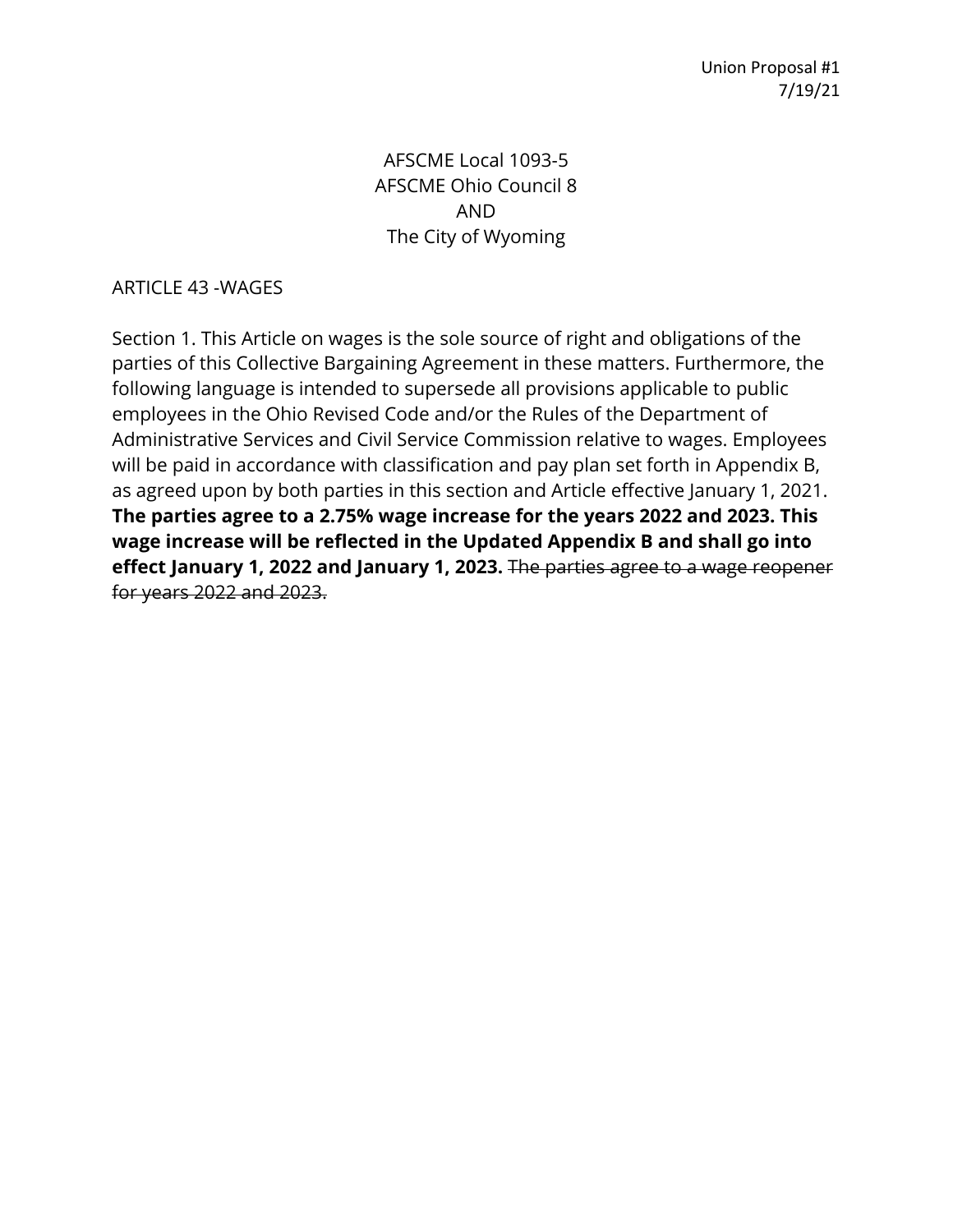Union Proposal #1
7/19/21

AFSCME Local 1093-5
AFSCME Ohio Council 8
AND
The City of Wyoming

ARTICLE 43 -WAGES

Section 1. This Article on wages is the sole source of right and obligations of the parties of this Collective Bargaining Agreement in these matters. Furthermore, the following language is intended to supersede all provisions applicable to public employees in the Ohio Revised Code and/or the Rules of the Department of Administrative Services and Civil Service Commission relative to wages. Employees will be paid in accordance with classification and pay plan set forth in Appendix B, as agreed upon by both parties in this section and Article effective January 1, 2021. **The parties agree to a 2.75% wage increase for the years 2022 and 2023. This wage increase will be reflected in the Updated Appendix B and shall go into effect January 1, 2022 and January 1, 2023.** ~~The parties agree to a wage reopener for years 2022 and 2023.~~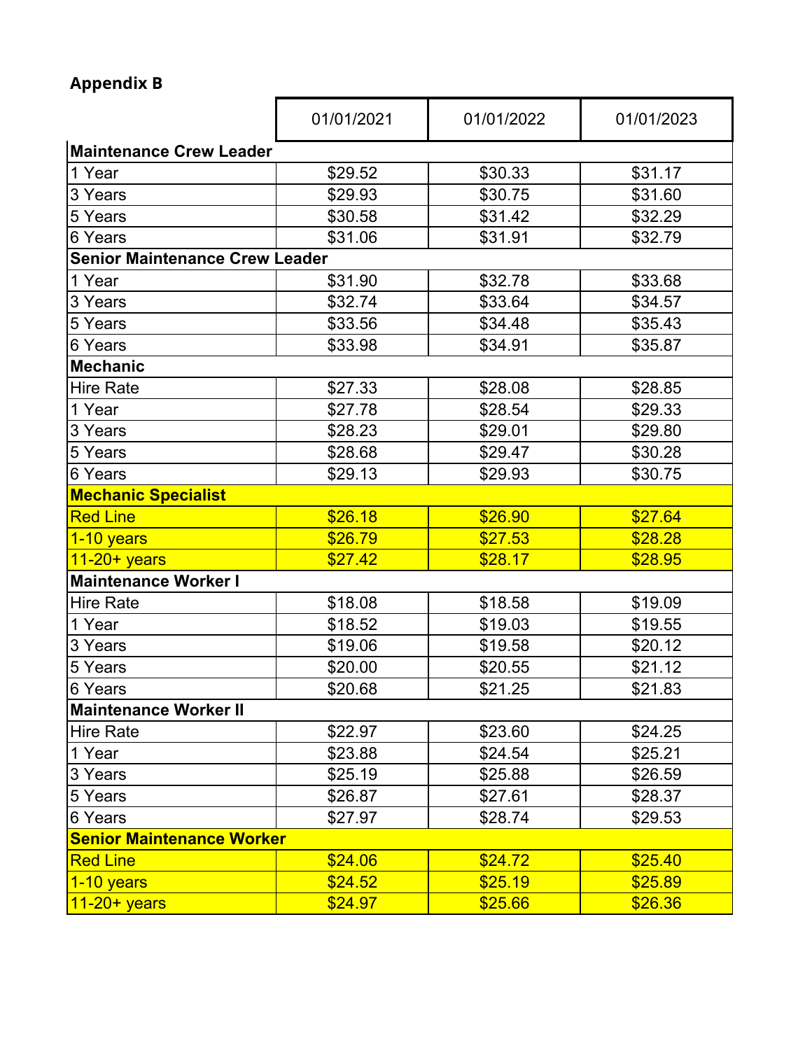## Appendix B

| | 01/01/2021 | 01/01/2022 | 01/01/2023 |
|---|---|---|---|
| **Maintenance Crew Leader** | | | |
| 1 Year | $29.52 | $30.33 | $31.17 |
| 3 Years | $29.93 | $30.75 | $31.60 |
| 5 Years | $30.58 | $31.42 | $32.29 |
| 6 Years | $31.06 | $31.91 | $32.79 |
| **Senior Maintenance Crew Leader** | | | |
| 1 Year | $31.90 | $32.78 | $33.68 |
| 3 Years | $32.74 | $33.64 | $34.57 |
| 5 Years | $33.56 | $34.48 | $35.43 |
| 6 Years | $33.98 | $34.91 | $35.87 |
| **Mechanic** | | | |
| Hire Rate | $27.33 | $28.08 | $28.85 |
| 1 Year | $27.78 | $28.54 | $29.33 |
| 3 Years | $28.23 | $29.01 | $29.80 |
| 5 Years | $28.68 | $29.47 | $30.28 |
| 6 Years | $29.13 | $29.93 | $30.75 |
| **Mechanic Specialist** | | | |
| Red Line | $26.18 | $26.90 | $27.64 |
| 1-10 years | $26.79 | $27.53 | $28.28 |
| 11-20+ years | $27.42 | $28.17 | $28.95 |
| **Maintenance Worker I** | | | |
| Hire Rate | $18.08 | $18.58 | $19.09 |
| 1 Year | $18.52 | $19.03 | $19.55 |
| 3 Years | $19.06 | $19.58 | $20.12 |
| 5 Years | $20.00 | $20.55 | $21.12 |
| 6 Years | $20.68 | $21.25 | $21.83 |
| **Maintenance Worker II** | | | |
| Hire Rate | $22.97 | $23.60 | $24.25 |
| 1 Year | $23.88 | $24.54 | $25.21 |
| 3 Years | $25.19 | $25.88 | $26.59 |
| 5 Years | $26.87 | $27.61 | $28.37 |
| 6 Years | $27.97 | $28.74 | $29.53 |
| **Senior Maintenance Worker** | | | |
| Red Line | $24.06 | $24.72 | $25.40 |
| 1-10 years | $24.52 | $25.19 | $25.89 |
| 11-20+ years | $24.97 | $25.66 | $26.36 |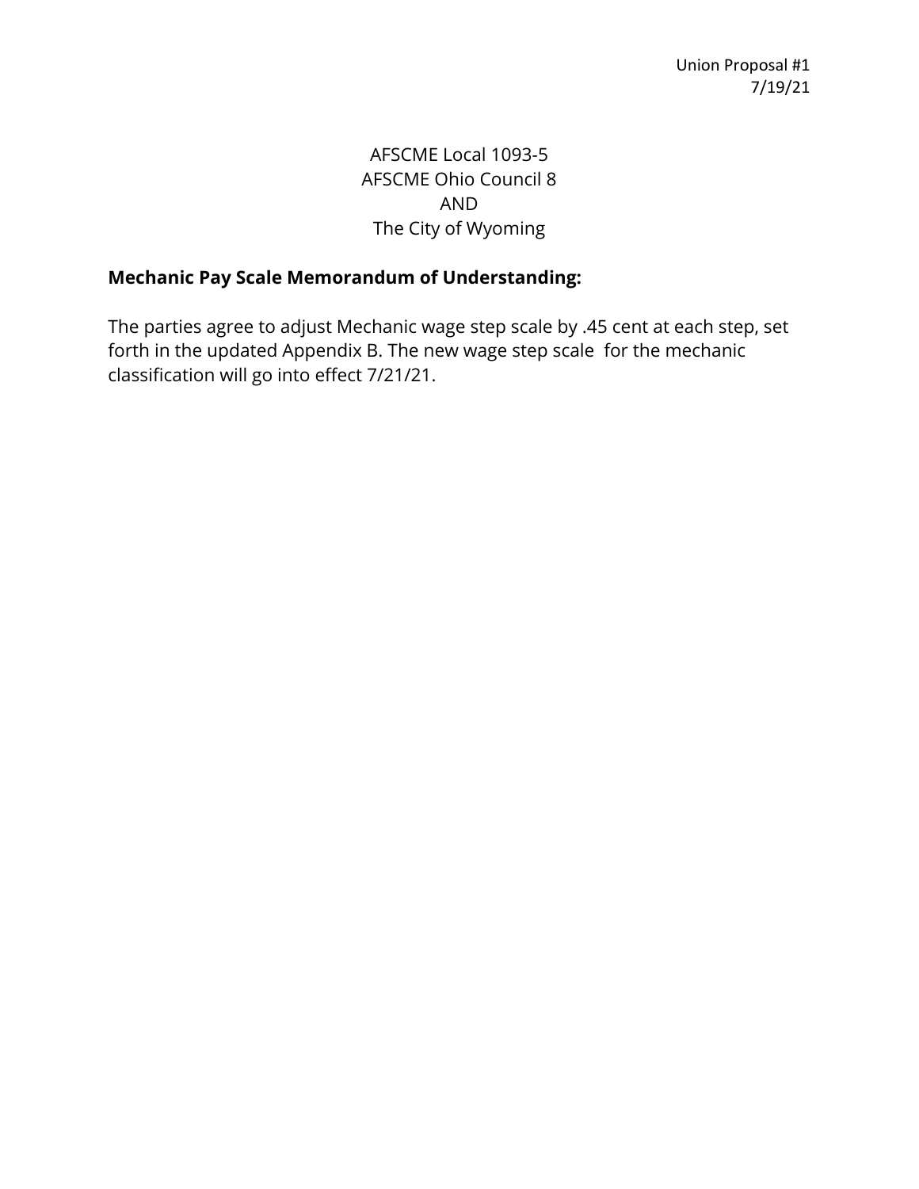Union Proposal #1
7/19/21

AFSCME Local 1093-5
AFSCME Ohio Council 8
AND
The City of Wyoming

**Mechanic Pay Scale Memorandum of Understanding:**

The parties agree to adjust Mechanic wage step scale by .45 cent at each step, set forth in the updated Appendix B. The new wage step scale for the mechanic classification will go into effect 7/21/21.